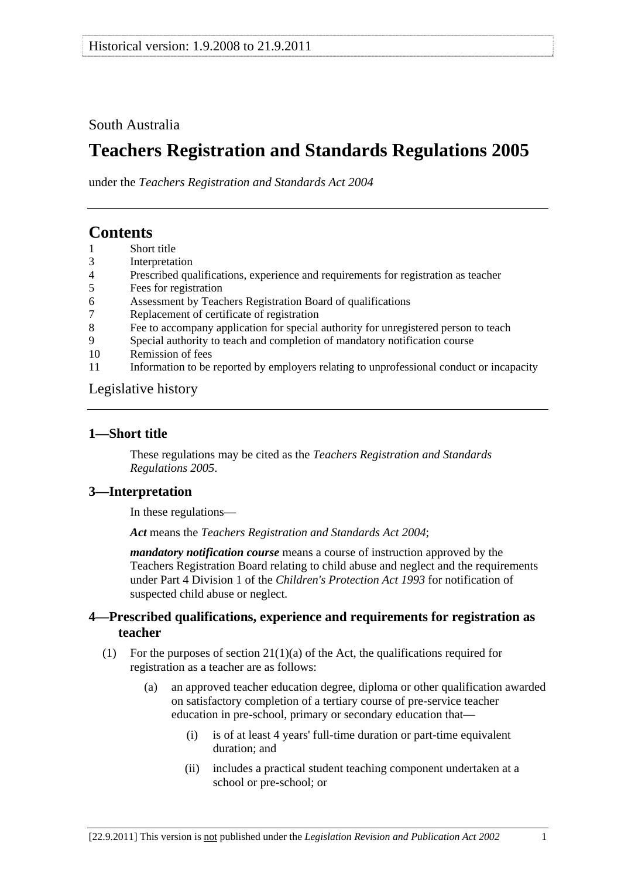South Australia

# Teachers Registration and Standards Regulations 2005

under the *Teachers Registration and Standards Act 2004*

## Contents

1 Short title
3 Interpretation
4 Prescribed qualifications, experience and requirements for registration as teacher
5 Fees for registration
6 Assessment by Teachers Registration Board of qualifications
7 Replacement of certificate of registration
8 Fee to accompany application for special authority for unregistered person to teach
9 Special authority to teach and completion of mandatory notification course
10 Remission of fees
11 Information to be reported by employers relating to unprofessional conduct or incapacity

Legislative history

### 1—Short title

These regulations may be cited as the *Teachers Registration and Standards Regulations 2005*.

### 3—Interpretation

In these regulations—

***Act*** means the *Teachers Registration and Standards Act 2004*;

***mandatory notification course*** means a course of instruction approved by the Teachers Registration Board relating to child abuse and neglect and the requirements under Part 4 Division 1 of the *Children's Protection Act 1993* for notification of suspected child abuse or neglect.

### 4—Prescribed qualifications, experience and requirements for registration as teacher

(1) For the purposes of section 21(1)(a) of the Act, the qualifications required for registration as a teacher are as follows:

(a) an approved teacher education degree, diploma or other qualification awarded on satisfactory completion of a tertiary course of pre-service teacher education in pre-school, primary or secondary education that—

(i) is of at least 4 years' full-time duration or part-time equivalent duration; and

(ii) includes a practical student teaching component undertaken at a school or pre-school; or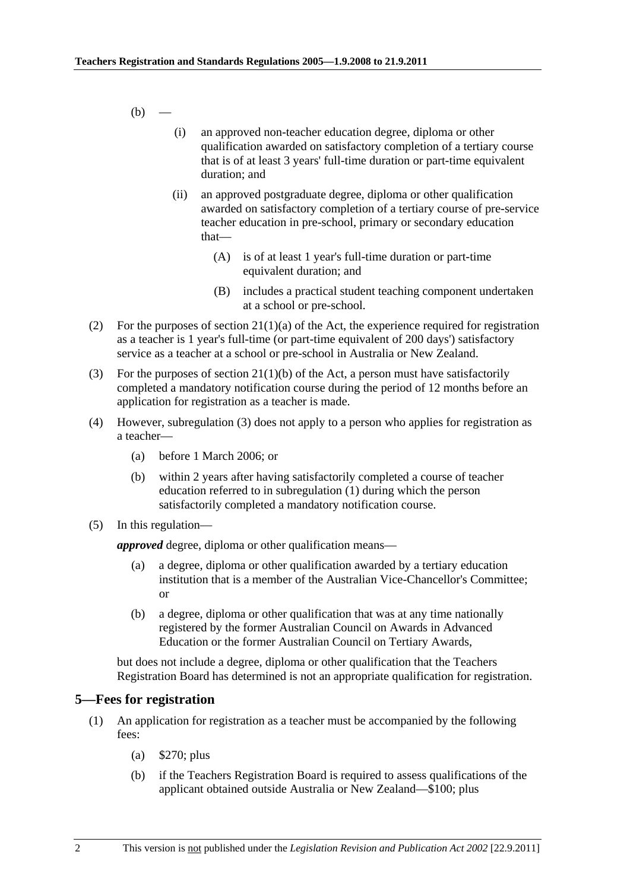(b) —

  (i) an approved non-teacher education degree, diploma or other qualification awarded on satisfactory completion of a tertiary course that is of at least 3 years' full-time duration or part-time equivalent duration; and

  (ii) an approved postgraduate degree, diploma or other qualification awarded on satisfactory completion of a tertiary course of pre-service teacher education in pre-school, primary or secondary education that—

    (A) is of at least 1 year's full-time duration or part-time equivalent duration; and

    (B) includes a practical student teaching component undertaken at a school or pre-school.

(2) For the purposes of section 21(1)(a) of the Act, the experience required for registration as a teacher is 1 year's full-time (or part-time equivalent of 200 days') satisfactory service as a teacher at a school or pre-school in Australia or New Zealand.

(3) For the purposes of section 21(1)(b) of the Act, a person must have satisfactorily completed a mandatory notification course during the period of 12 months before an application for registration as a teacher is made.

(4) However, subregulation (3) does not apply to a person who applies for registration as a teacher—

  (a) before 1 March 2006; or

  (b) within 2 years after having satisfactorily completed a course of teacher education referred to in subregulation (1) during which the person satisfactorily completed a mandatory notification course.

(5) In this regulation—

***approved*** degree, diploma or other qualification means—

  (a) a degree, diploma or other qualification awarded by a tertiary education institution that is a member of the Australian Vice-Chancellor's Committee; or

  (b) a degree, diploma or other qualification that was at any time nationally registered by the former Australian Council on Awards in Advanced Education or the former Australian Council on Tertiary Awards,

but does not include a degree, diploma or other qualification that the Teachers Registration Board has determined is not an appropriate qualification for registration.

## 5—Fees for registration

(1) An application for registration as a teacher must be accompanied by the following fees:

  (a) $270; plus

  (b) if the Teachers Registration Board is required to assess qualifications of the applicant obtained outside Australia or New Zealand—$100; plus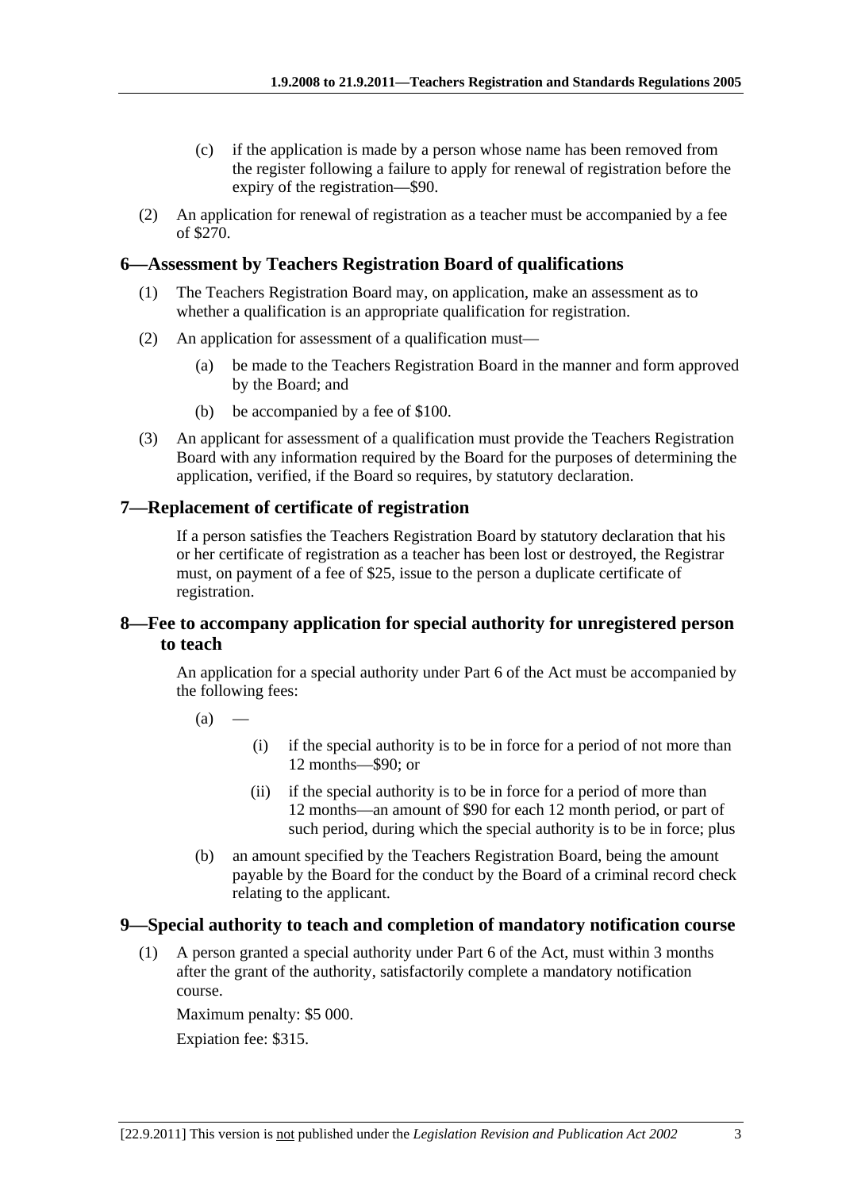(c) if the application is made by a person whose name has been removed from the register following a failure to apply for renewal of registration before the expiry of the registration—$90.

(2) An application for renewal of registration as a teacher must be accompanied by a fee of $270.

## 6—Assessment by Teachers Registration Board of qualifications

(1) The Teachers Registration Board may, on application, make an assessment as to whether a qualification is an appropriate qualification for registration.

(2) An application for assessment of a qualification must—

(a) be made to the Teachers Registration Board in the manner and form approved by the Board; and

(b) be accompanied by a fee of $100.

(3) An applicant for assessment of a qualification must provide the Teachers Registration Board with any information required by the Board for the purposes of determining the application, verified, if the Board so requires, by statutory declaration.

## 7—Replacement of certificate of registration

If a person satisfies the Teachers Registration Board by statutory declaration that his or her certificate of registration as a teacher has been lost or destroyed, the Registrar must, on payment of a fee of $25, issue to the person a duplicate certificate of registration.

## 8—Fee to accompany application for special authority for unregistered person to teach

An application for a special authority under Part 6 of the Act must be accompanied by the following fees:

(a) —

(i) if the special authority is to be in force for a period of not more than 12 months—$90; or

(ii) if the special authority is to be in force for a period of more than 12 months—an amount of $90 for each 12 month period, or part of such period, during which the special authority is to be in force; plus

(b) an amount specified by the Teachers Registration Board, being the amount payable by the Board for the conduct by the Board of a criminal record check relating to the applicant.

## 9—Special authority to teach and completion of mandatory notification course

(1) A person granted a special authority under Part 6 of the Act, must within 3 months after the grant of the authority, satisfactorily complete a mandatory notification course.

Maximum penalty: $5 000.

Expiation fee: $315.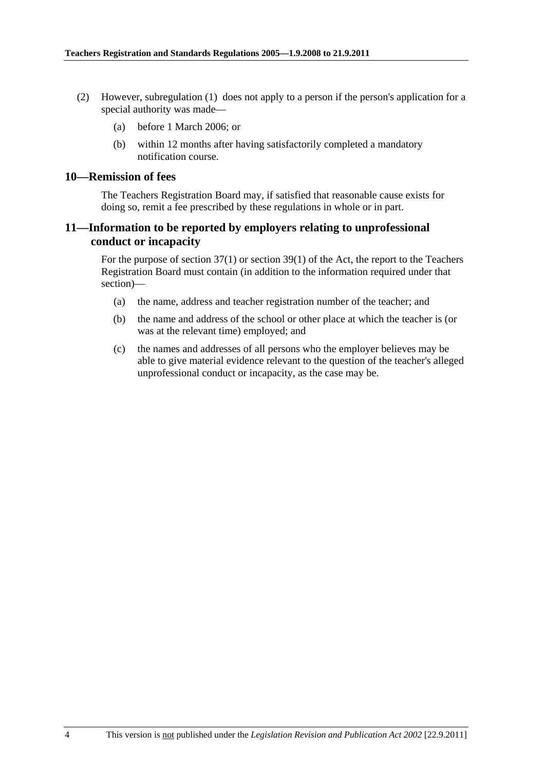(2) However, subregulation (1) does not apply to a person if the person's application for a special authority was made—

(a) before 1 March 2006; or

(b) within 12 months after having satisfactorily completed a mandatory notification course.

## 10—Remission of fees

The Teachers Registration Board may, if satisfied that reasonable cause exists for doing so, remit a fee prescribed by these regulations in whole or in part.

## 11—Information to be reported by employers relating to unprofessional conduct or incapacity

For the purpose of section 37(1) or section 39(1) of the Act, the report to the Teachers Registration Board must contain (in addition to the information required under that section)—

(a) the name, address and teacher registration number of the teacher; and

(b) the name and address of the school or other place at which the teacher is (or was at the relevant time) employed; and

(c) the names and addresses of all persons who the employer believes may be able to give material evidence relevant to the question of the teacher's alleged unprofessional conduct or incapacity, as the case may be.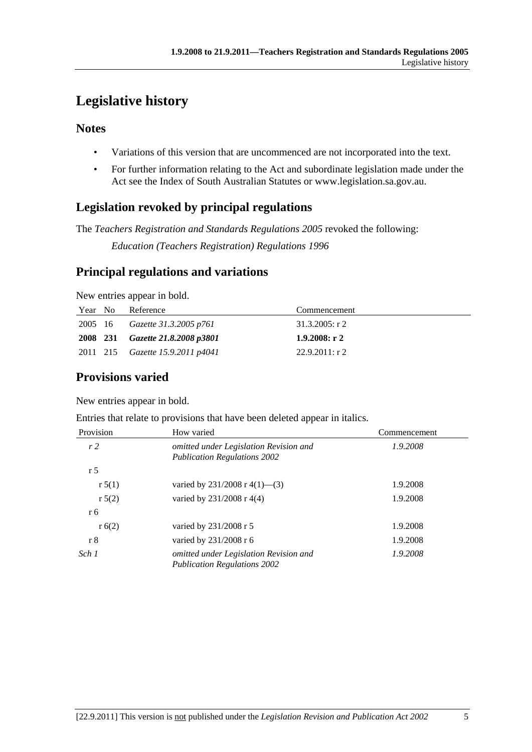# Legislative history

## Notes

- Variations of this version that are uncommenced are not incorporated into the text.
- For further information relating to the Act and subordinate legislation made under the Act see the Index of South Australian Statutes or www.legislation.sa.gov.au.

## Legislation revoked by principal regulations

The *Teachers Registration and Standards Regulations 2005* revoked the following:

*Education (Teachers Registration) Regulations 1996*

## Principal regulations and variations

New entries appear in bold.

| Year | No | Reference | Commencement |
|---|---|---|---|
| 2005 | 16 | *Gazette 31.3.2005 p761* | 31.3.2005: r 2 |
| **2008** | **231** | ***Gazette 21.8.2008 p3801*** | **1.9.2008: r 2** |
| 2011 | 215 | *Gazette 15.9.2011 p4041* | 22.9.2011: r 2 |

## Provisions varied

New entries appear in bold.

Entries that relate to provisions that have been deleted appear in italics.

| Provision | How varied | Commencement |
|---|---|---|
| *r 2* | *omitted under Legislation Revision and Publication Regulations 2002* | *1.9.2008* |
| r 5 | | |
| r 5(1) | varied by 231/2008 r 4(1)—(3) | 1.9.2008 |
| r 5(2) | varied by 231/2008 r 4(4) | 1.9.2008 |
| r 6 | | |
| r 6(2) | varied by 231/2008 r 5 | 1.9.2008 |
| r 8 | varied by 231/2008 r 6 | 1.9.2008 |
| *Sch 1* | *omitted under Legislation Revision and Publication Regulations 2002* | *1.9.2008* |